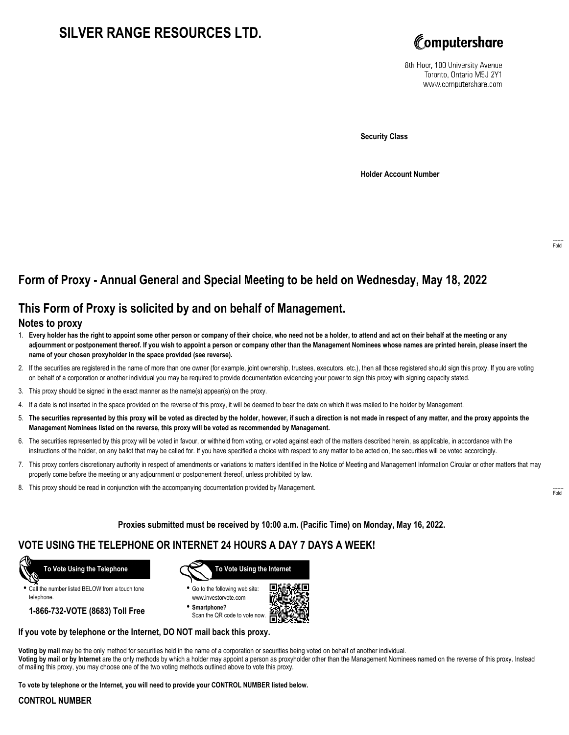# SILVER RANGE RESOURCES LTD.

Computershare

8th Floor, 100 University Avenue
Toronto, Ontario M5J 2Y1
www.computershare.com

**Security Class**

**Holder Account Number**

Fold

## Form of Proxy - Annual General and Special Meeting to be held on Wednesday, May 18, 2022

## This Form of Proxy is solicited by and on behalf of Management.

### Notes to proxy

1. **Every holder has the right to appoint some other person or company of their choice, who need not be a holder, to attend and act on their behalf at the meeting or any adjournment or postponement thereof. If you wish to appoint a person or company other than the Management Nominees whose names are printed herein, please insert the name of your chosen proxyholder in the space provided (see reverse).**
2. If the securities are registered in the name of more than one owner (for example, joint ownership, trustees, executors, etc.), then all those registered should sign this proxy. If you are voting on behalf of a corporation or another individual you may be required to provide documentation evidencing your power to sign this proxy with signing capacity stated.
3. This proxy should be signed in the exact manner as the name(s) appear(s) on the proxy.
4. If a date is not inserted in the space provided on the reverse of this proxy, it will be deemed to bear the date on which it was mailed to the holder by Management.
5. **The securities represented by this proxy will be voted as directed by the holder, however, if such a direction is not made in respect of any matter, and the proxy appoints the Management Nominees listed on the reverse, this proxy will be voted as recommended by Management.**
6. The securities represented by this proxy will be voted in favour, or withheld from voting, or voted against each of the matters described herein, as applicable, in accordance with the instructions of the holder, on any ballot that may be called for. If you have specified a choice with respect to any matter to be acted on, the securities will be voted accordingly.
7. This proxy confers discretionary authority in respect of amendments or variations to matters identified in the Notice of Meeting and Management Information Circular or other matters that may properly come before the meeting or any adjournment or postponement thereof, unless prohibited by law.
8. This proxy should be read in conjunction with the accompanying documentation provided by Management.

Fold

**Proxies submitted must be received by 10:00 a.m. (Pacific Time) on Monday, May 16, 2022.**

## VOTE USING THE TELEPHONE OR INTERNET 24 HOURS A DAY 7 DAYS A WEEK!

**To Vote Using the Telephone**

- Call the number listed BELOW from a touch tone telephone.

**1-866-732-VOTE (8683) Toll Free**

**To Vote Using the Internet**

- Go to the following web site: www.investorvote.com
- **Smartphone?** Scan the QR code to vote now.

**If you vote by telephone or the Internet, DO NOT mail back this proxy.**

**Voting by mail** may be the only method for securities held in the name of a corporation or securities being voted on behalf of another individual.
**Voting by mail or by Internet** are the only methods by which a holder may appoint a person as proxyholder other than the Management Nominees named on the reverse of this proxy. Instead of mailing this proxy, you may choose one of the two voting methods outlined above to vote this proxy.

**To vote by telephone or the Internet, you will need to provide your CONTROL NUMBER listed below.**

**CONTROL NUMBER**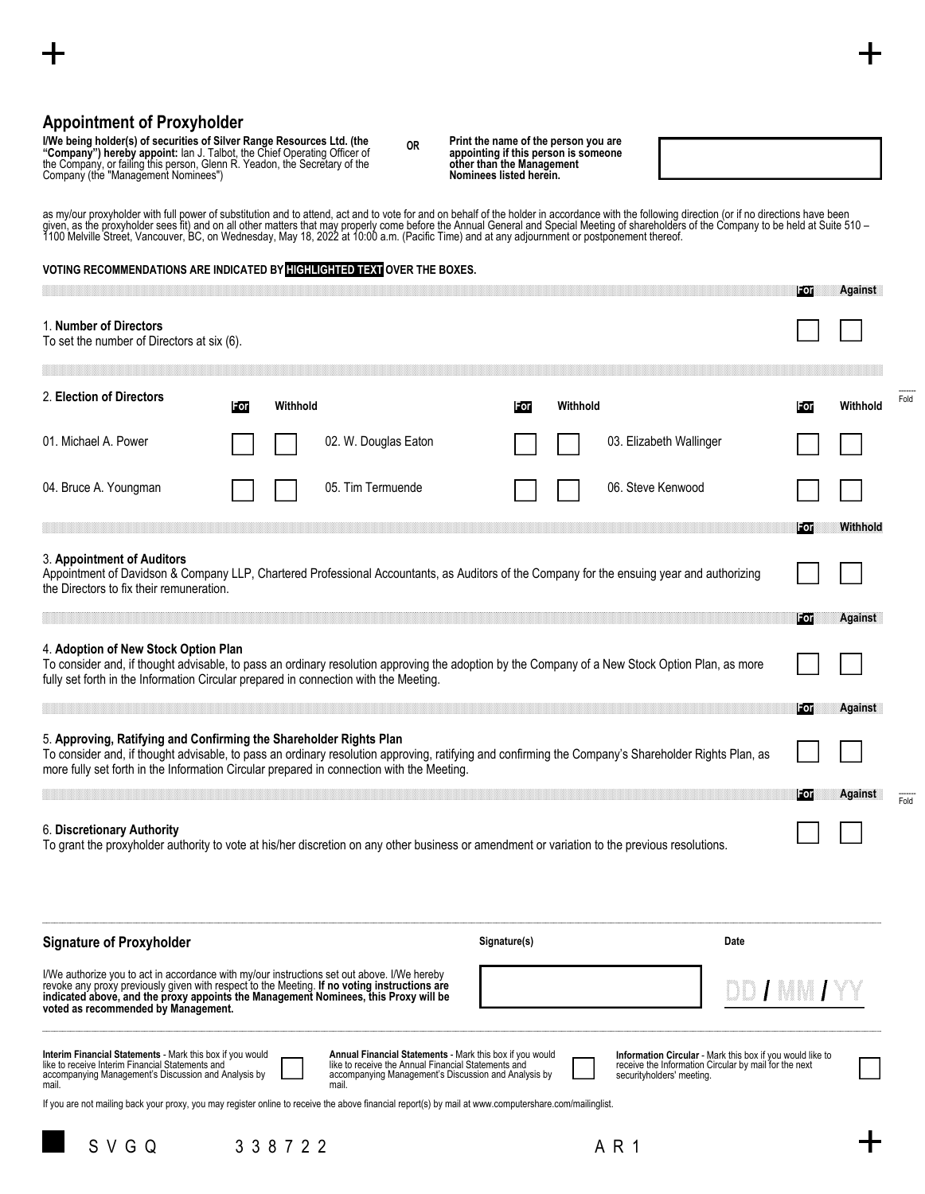## Appointment of Proxyholder

**I/We being holder(s) of securities of Silver Range Resources Ltd. (the "Company") hereby appoint:** Ian J. Talbot, the Chief Operating Officer of the Company, or failing this person, Glenn R. Yeadon, the Secretary of the Company (the "Management Nominees")

OR

**Print the name of the person you are appointing if this person is someone other than the Management Nominees listed herein.**

as my/our proxyholder with full power of substitution and to attend, act and to vote for and on behalf of the holder in accordance with the following direction (or if no directions have been given, as the proxyholder sees fit) and on all other matters that may properly come before the Annual General and Special Meeting of shareholders of the Company to be held at Suite 510 – 1100 Melville Street, Vancouver, BC, on Wednesday, May 18, 2022 at 10:00 a.m. (Pacific Time) and at any adjournment or postponement thereof.

**VOTING RECOMMENDATIONS ARE INDICATED BY HIGHLIGHTED TEXT OVER THE BOXES.**

| | For | Against |
|---|---|---|
| 1. **Number of Directors**<br>To set the number of Directors at six (6). | ☐ | ☐ |

2. **Election of Directors**

| | For | Withhold | | For | Withhold | | For | Withhold |
|---|---|---|---|---|---|---|---|---|
| 01. Michael A. Power | ☐ | ☐ | 02. W. Douglas Eaton | ☐ | ☐ | 03. Elizabeth Wallinger | ☐ | ☐ |
| 04. Bruce A. Youngman | ☐ | ☐ | 05. Tim Termuende | ☐ | ☐ | 06. Steve Kenwood | ☐ | ☐ |

| | For | Withhold |
|---|---|---|
| 3. **Appointment of Auditors**<br>Appointment of Davidson & Company LLP, Chartered Professional Accountants, as Auditors of the Company for the ensuing year and authorizing the Directors to fix their remuneration. | ☐ | ☐ |

| | For | Against |
|---|---|---|
| 4. **Adoption of New Stock Option Plan**<br>To consider and, if thought advisable, to pass an ordinary resolution approving the adoption by the Company of a New Stock Option Plan, as more fully set forth in the Information Circular prepared in connection with the Meeting. | ☐ | ☐ |
| 5. **Approving, Ratifying and Confirming the Shareholder Rights Plan**<br>To consider and, if thought advisable, to pass an ordinary resolution approving, ratifying and confirming the Company's Shareholder Rights Plan, as more fully set forth in the Information Circular prepared in connection with the Meeting. | ☐ | ☐ |
| 6. **Discretionary Authority**<br>To grant the proxyholder authority to vote at his/her discretion on any other business or amendment or variation to the previous resolutions. | ☐ | ☐ |

### Signature of Proxyholder

I/We authorize you to act in accordance with my/our instructions set out above. I/We hereby revoke any proxy previously given with respect to the Meeting. **If no voting instructions are indicated above, and the proxy appoints the Management Nominees, this Proxy will be voted as recommended by Management.**

Signature(s)

Date

DD / MM / YY

**Interim Financial Statements** - Mark this box if you would like to receive Interim Financial Statements and accompanying Management's Discussion and Analysis by mail. ☐

**Annual Financial Statements** - Mark this box if you would like to receive the Annual Financial Statements and accompanying Management's Discussion and Analysis by mail. ☐

**Information Circular** - Mark this box if you would like to receive the Information Circular by mail for the next securityholders' meeting. ☐

If you are not mailing back your proxy, you may register online to receive the above financial report(s) by mail at www.computershare.com/mailinglist.

S V G Q    3 3 8 7 2 2    A R 1